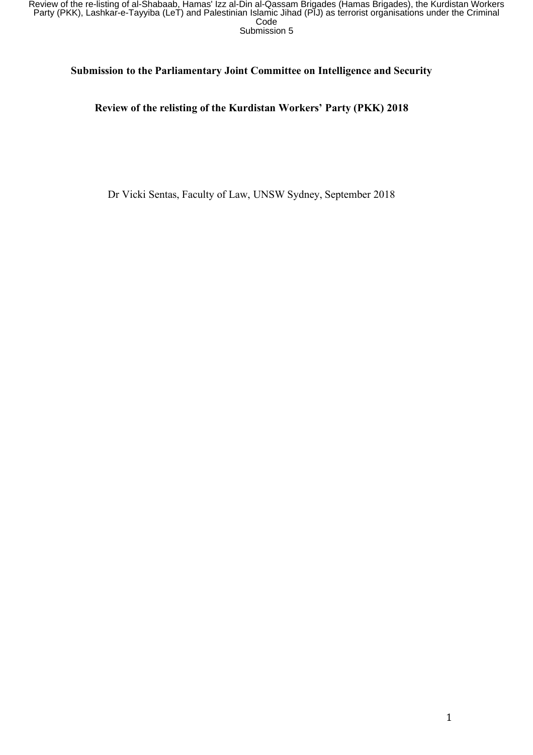**Submission to the Parliamentary Joint Committee on Intelligence and Security**

**Review of the relisting of the Kurdistan Workers' Party (PKK) 2018**

Dr Vicki Sentas, Faculty of Law, UNSW Sydney, September 2018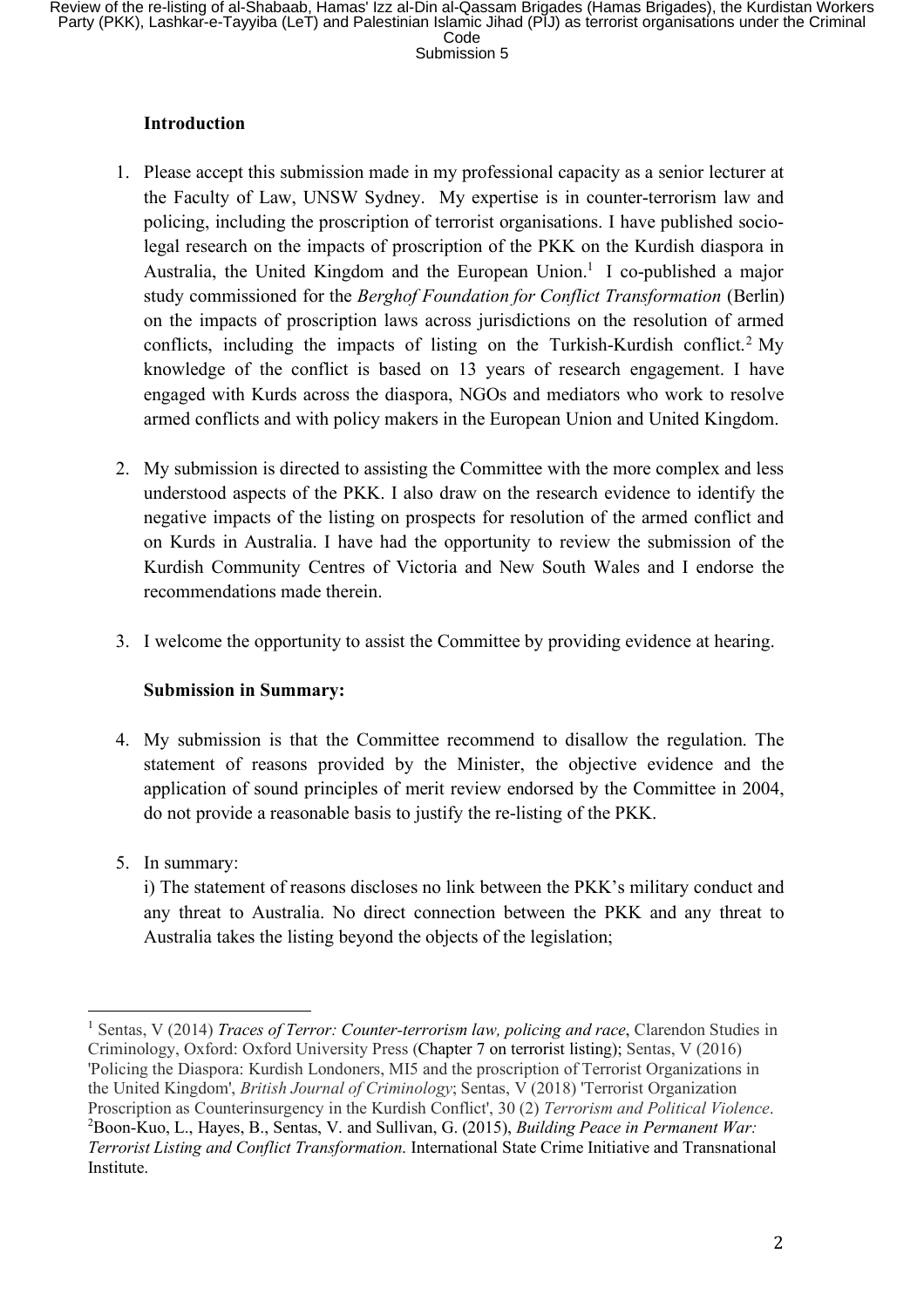**Introduction**

1. Please accept this submission made in my professional capacity as a senior lecturer at the Faculty of Law, UNSW Sydney. My expertise is in counter-terrorism law and policing, including the proscription of terrorist organisations. I have published socio-legal research on the impacts of proscription of the PKK on the Kurdish diaspora in Australia, the United Kingdom and the European Union.[1] I co-published a major study commissioned for the *Berghof Foundation for Conflict Transformation* (Berlin) on the impacts of proscription laws across jurisdictions on the resolution of armed conflicts, including the impacts of listing on the Turkish-Kurdish conflict.[2] My knowledge of the conflict is based on 13 years of research engagement. I have engaged with Kurds across the diaspora, NGOs and mediators who work to resolve armed conflicts and with policy makers in the European Union and United Kingdom.

2. My submission is directed to assisting the Committee with the more complex and less understood aspects of the PKK. I also draw on the research evidence to identify the negative impacts of the listing on prospects for resolution of the armed conflict and on Kurds in Australia. I have had the opportunity to review the submission of the Kurdish Community Centres of Victoria and New South Wales and I endorse the recommendations made therein.

3. I welcome the opportunity to assist the Committee by providing evidence at hearing.

**Submission in Summary:**

4. My submission is that the Committee recommend to disallow the regulation. The statement of reasons provided by the Minister, the objective evidence and the application of sound principles of merit review endorsed by the Committee in 2004, do not provide a reasonable basis to justify the re-listing of the PKK.

5. In summary:
   i) The statement of reasons discloses no link between the PKK's military conduct and any threat to Australia. No direct connection between the PKK and any threat to Australia takes the listing beyond the objects of the legislation;

---

[1] Sentas, V (2014) *Traces of Terror: Counter-terrorism law, policing and race*, Clarendon Studies in Criminology, Oxford: Oxford University Press (Chapter 7 on terrorist listing); Sentas, V (2016) 'Policing the Diaspora: Kurdish Londoners, MI5 and the proscription of Terrorist Organizations in the United Kingdom', *British Journal of Criminology*; Sentas, V (2018) 'Terrorist Organization Proscription as Counterinsurgency in the Kurdish Conflict', 30 (2) *Terrorism and Political Violence*.

[2] Boon-Kuo, L., Hayes, B., Sentas, V. and Sullivan, G. (2015), *Building Peace in Permanent War: Terrorist Listing and Conflict Transformation*. International State Crime Initiative and Transnational Institute.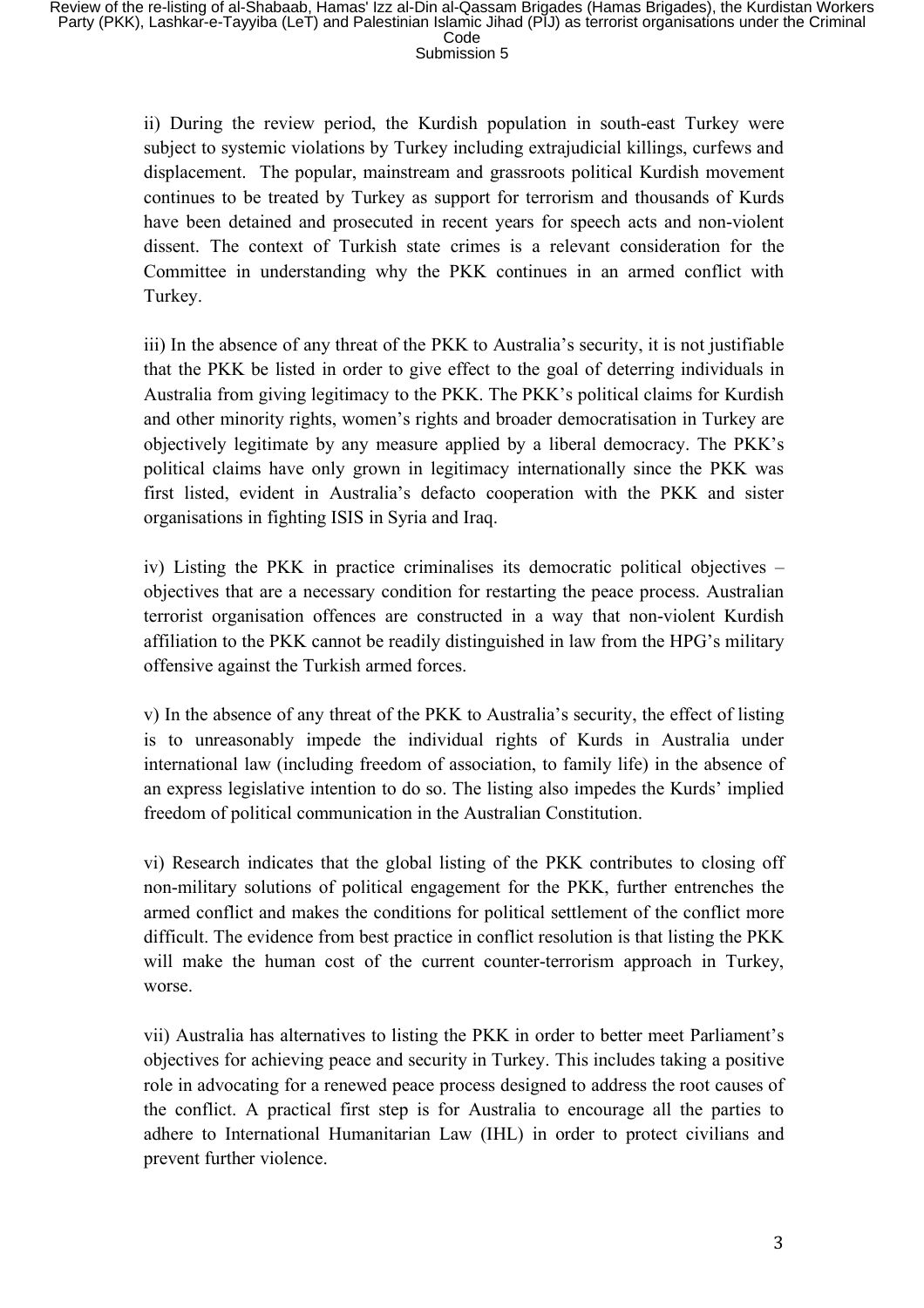ii) During the review period, the Kurdish population in south-east Turkey were subject to systemic violations by Turkey including extrajudicial killings, curfews and displacement. The popular, mainstream and grassroots political Kurdish movement continues to be treated by Turkey as support for terrorism and thousands of Kurds have been detained and prosecuted in recent years for speech acts and non-violent dissent. The context of Turkish state crimes is a relevant consideration for the Committee in understanding why the PKK continues in an armed conflict with Turkey.

iii) In the absence of any threat of the PKK to Australia's security, it is not justifiable that the PKK be listed in order to give effect to the goal of deterring individuals in Australia from giving legitimacy to the PKK. The PKK's political claims for Kurdish and other minority rights, women's rights and broader democratisation in Turkey are objectively legitimate by any measure applied by a liberal democracy. The PKK's political claims have only grown in legitimacy internationally since the PKK was first listed, evident in Australia's defacto cooperation with the PKK and sister organisations in fighting ISIS in Syria and Iraq.

iv) Listing the PKK in practice criminalises its democratic political objectives – objectives that are a necessary condition for restarting the peace process. Australian terrorist organisation offences are constructed in a way that non-violent Kurdish affiliation to the PKK cannot be readily distinguished in law from the HPG's military offensive against the Turkish armed forces.

v) In the absence of any threat of the PKK to Australia's security, the effect of listing is to unreasonably impede the individual rights of Kurds in Australia under international law (including freedom of association, to family life) in the absence of an express legislative intention to do so. The listing also impedes the Kurds' implied freedom of political communication in the Australian Constitution.

vi) Research indicates that the global listing of the PKK contributes to closing off non-military solutions of political engagement for the PKK, further entrenches the armed conflict and makes the conditions for political settlement of the conflict more difficult. The evidence from best practice in conflict resolution is that listing the PKK will make the human cost of the current counter-terrorism approach in Turkey, worse.

vii) Australia has alternatives to listing the PKK in order to better meet Parliament's objectives for achieving peace and security in Turkey. This includes taking a positive role in advocating for a renewed peace process designed to address the root causes of the conflict. A practical first step is for Australia to encourage all the parties to adhere to International Humanitarian Law (IHL) in order to protect civilians and prevent further violence.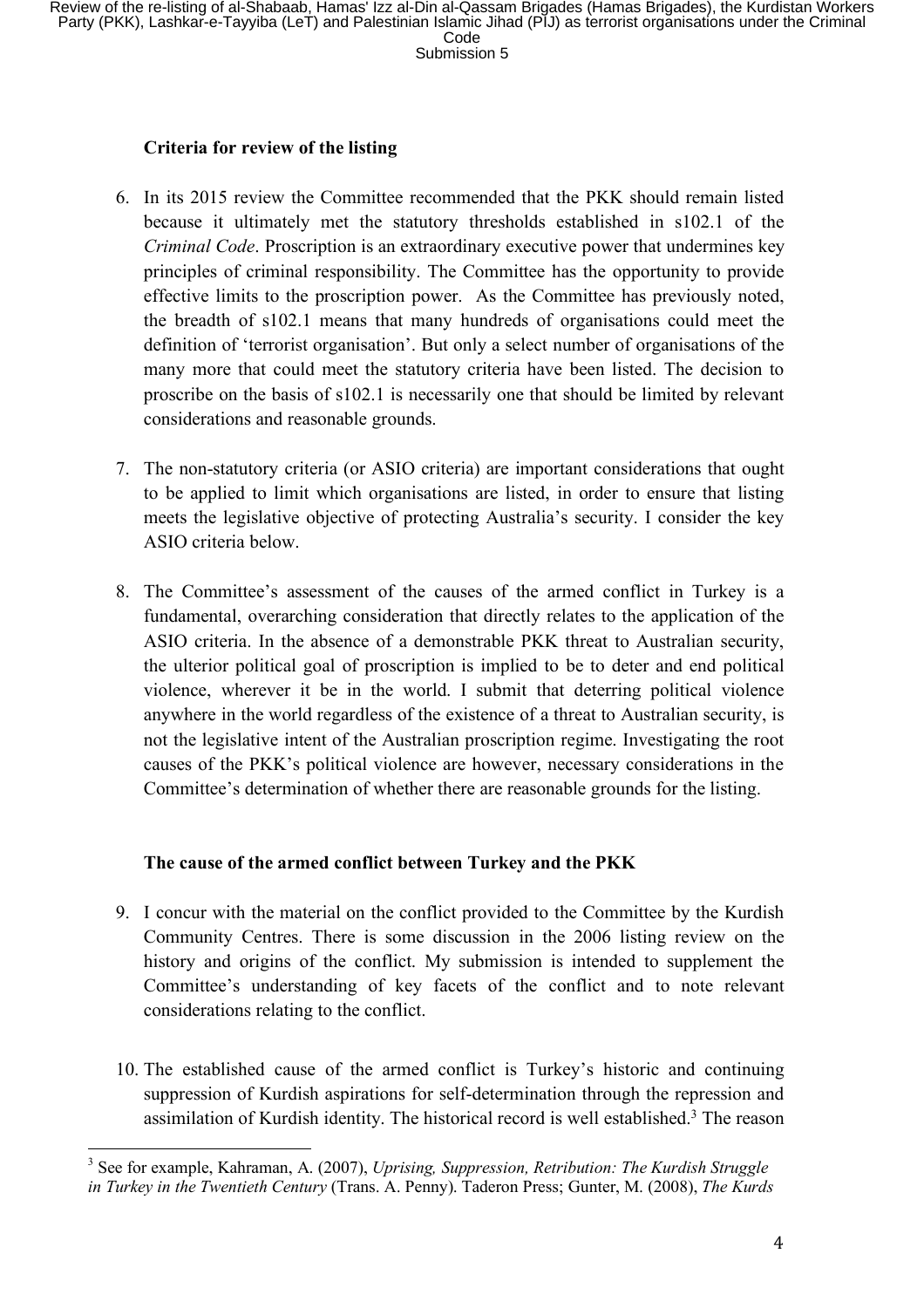### Criteria for review of the listing

6. In its 2015 review the Committee recommended that the PKK should remain listed because it ultimately met the statutory thresholds established in s102.1 of the *Criminal Code*. Proscription is an extraordinary executive power that undermines key principles of criminal responsibility. The Committee has the opportunity to provide effective limits to the proscription power. As the Committee has previously noted, the breadth of s102.1 means that many hundreds of organisations could meet the definition of 'terrorist organisation'. But only a select number of organisations of the many more that could meet the statutory criteria have been listed. The decision to proscribe on the basis of s102.1 is necessarily one that should be limited by relevant considerations and reasonable grounds.

7. The non-statutory criteria (or ASIO criteria) are important considerations that ought to be applied to limit which organisations are listed, in order to ensure that listing meets the legislative objective of protecting Australia's security. I consider the key ASIO criteria below.

8. The Committee's assessment of the causes of the armed conflict in Turkey is a fundamental, overarching consideration that directly relates to the application of the ASIO criteria. In the absence of a demonstrable PKK threat to Australian security, the ulterior political goal of proscription is implied to be to deter and end political violence, wherever it be in the world. I submit that deterring political violence anywhere in the world regardless of the existence of a threat to Australian security, is not the legislative intent of the Australian proscription regime. Investigating the root causes of the PKK's political violence are however, necessary considerations in the Committee's determination of whether there are reasonable grounds for the listing.

### The cause of the armed conflict between Turkey and the PKK

9. I concur with the material on the conflict provided to the Committee by the Kurdish Community Centres. There is some discussion in the 2006 listing review on the history and origins of the conflict. My submission is intended to supplement the Committee's understanding of key facets of the conflict and to note relevant considerations relating to the conflict.

10. The established cause of the armed conflict is Turkey's historic and continuing suppression of Kurdish aspirations for self-determination through the repression and assimilation of Kurdish identity. The historical record is well established.[3] The reason

---

[3] See for example, Kahraman, A. (2007), *Uprising, Suppression, Retribution: The Kurdish Struggle in Turkey in the Twentieth Century* (Trans. A. Penny). Taderon Press; Gunter, M. (2008), *The Kurds*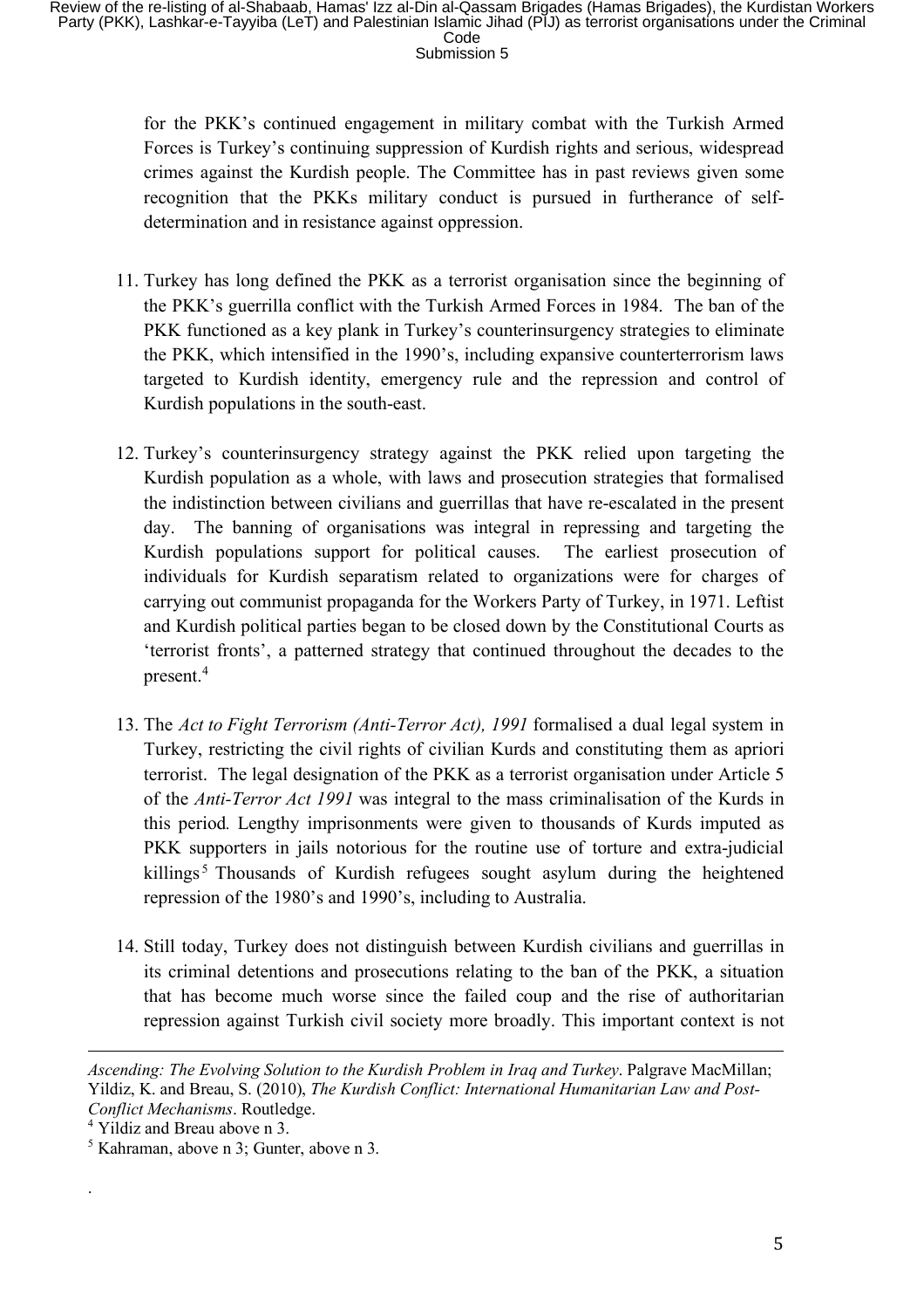for the PKK's continued engagement in military combat with the Turkish Armed Forces is Turkey's continuing suppression of Kurdish rights and serious, widespread crimes against the Kurdish people. The Committee has in past reviews given some recognition that the PKKs military conduct is pursued in furtherance of self-determination and in resistance against oppression.

11. Turkey has long defined the PKK as a terrorist organisation since the beginning of the PKK's guerrilla conflict with the Turkish Armed Forces in 1984. The ban of the PKK functioned as a key plank in Turkey's counterinsurgency strategies to eliminate the PKK, which intensified in the 1990's, including expansive counterterrorism laws targeted to Kurdish identity, emergency rule and the repression and control of Kurdish populations in the south-east.

12. Turkey's counterinsurgency strategy against the PKK relied upon targeting the Kurdish population as a whole, with laws and prosecution strategies that formalised the indistinction between civilians and guerrillas that have re-escalated in the present day. The banning of organisations was integral in repressing and targeting the Kurdish populations support for political causes. The earliest prosecution of individuals for Kurdish separatism related to organizations were for charges of carrying out communist propaganda for the Workers Party of Turkey, in 1971. Leftist and Kurdish political parties began to be closed down by the Constitutional Courts as 'terrorist fronts', a patterned strategy that continued throughout the decades to the present.[4]

13. The *Act to Fight Terrorism (Anti-Terror Act), 1991* formalised a dual legal system in Turkey, restricting the civil rights of civilian Kurds and constituting them as apriori terrorist. The legal designation of the PKK as a terrorist organisation under Article 5 of the *Anti-Terror Act 1991* was integral to the mass criminalisation of the Kurds in this period. Lengthy imprisonments were given to thousands of Kurds imputed as PKK supporters in jails notorious for the routine use of torture and extra-judicial killings[5] Thousands of Kurdish refugees sought asylum during the heightened repression of the 1980's and 1990's, including to Australia.

14. Still today, Turkey does not distinguish between Kurdish civilians and guerrillas in its criminal detentions and prosecutions relating to the ban of the PKK, a situation that has become much worse since the failed coup and the rise of authoritarian repression against Turkish civil society more broadly. This important context is not

---

*Ascending: The Evolving Solution to the Kurdish Problem in Iraq and Turkey*. Palgrave MacMillan; Yildiz, K. and Breau, S. (2010), *The Kurdish Conflict: International Humanitarian Law and Post-Conflict Mechanisms*. Routledge.

[4] Yildiz and Breau above n 3.

[5] Kahraman, above n 3; Gunter, above n 3.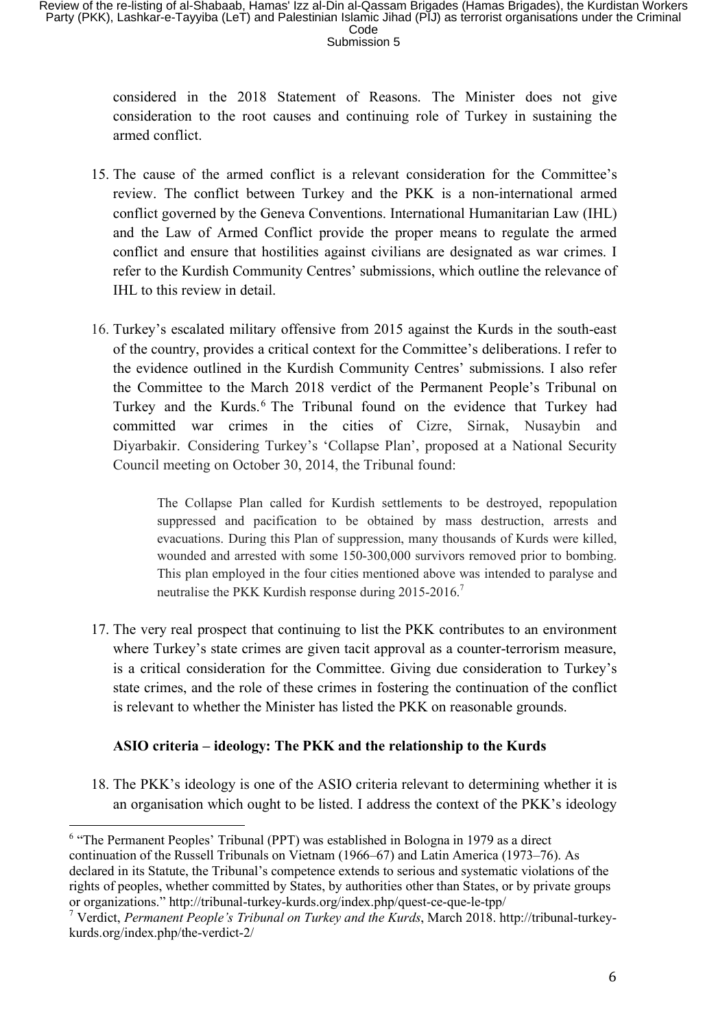considered in the 2018 Statement of Reasons. The Minister does not give consideration to the root causes and continuing role of Turkey in sustaining the armed conflict.

15. The cause of the armed conflict is a relevant consideration for the Committee's review. The conflict between Turkey and the PKK is a non-international armed conflict governed by the Geneva Conventions. International Humanitarian Law (IHL) and the Law of Armed Conflict provide the proper means to regulate the armed conflict and ensure that hostilities against civilians are designated as war crimes. I refer to the Kurdish Community Centres' submissions, which outline the relevance of IHL to this review in detail.

16. Turkey's escalated military offensive from 2015 against the Kurds in the south-east of the country, provides a critical context for the Committee's deliberations. I refer to the evidence outlined in the Kurdish Community Centres' submissions. I also refer the Committee to the March 2018 verdict of the Permanent People's Tribunal on Turkey and the Kurds.[6] The Tribunal found on the evidence that Turkey had committed war crimes in the cities of Cizre, Sirnak, Nusaybin and Diyarbakir. Considering Turkey's 'Collapse Plan', proposed at a National Security Council meeting on October 30, 2014, the Tribunal found:

> The Collapse Plan called for Kurdish settlements to be destroyed, repopulation suppressed and pacification to be obtained by mass destruction, arrests and evacuations. During this Plan of suppression, many thousands of Kurds were killed, wounded and arrested with some 150-300,000 survivors removed prior to bombing. This plan employed in the four cities mentioned above was intended to paralyse and neutralise the PKK Kurdish response during 2015-2016.[7]

17. The very real prospect that continuing to list the PKK contributes to an environment where Turkey's state crimes are given tacit approval as a counter-terrorism measure, is a critical consideration for the Committee. Giving due consideration to Turkey's state crimes, and the role of these crimes in fostering the continuation of the conflict is relevant to whether the Minister has listed the PKK on reasonable grounds.

**ASIO criteria – ideology: The PKK and the relationship to the Kurds**

18. The PKK's ideology is one of the ASIO criteria relevant to determining whether it is an organisation which ought to be listed. I address the context of the PKK's ideology

---

[6] "The Permanent Peoples' Tribunal (PPT) was established in Bologna in 1979 as a direct continuation of the Russell Tribunals on Vietnam (1966–67) and Latin America (1973–76). As declared in its Statute, the Tribunal's competence extends to serious and systematic violations of the rights of peoples, whether committed by States, by authorities other than States, or by private groups or organizations." http://tribunal-turkey-kurds.org/index.php/quest-ce-que-le-tpp/

[7] Verdict, *Permanent People's Tribunal on Turkey and the Kurds*, March 2018. http://tribunal-turkey-kurds.org/index.php/the-verdict-2/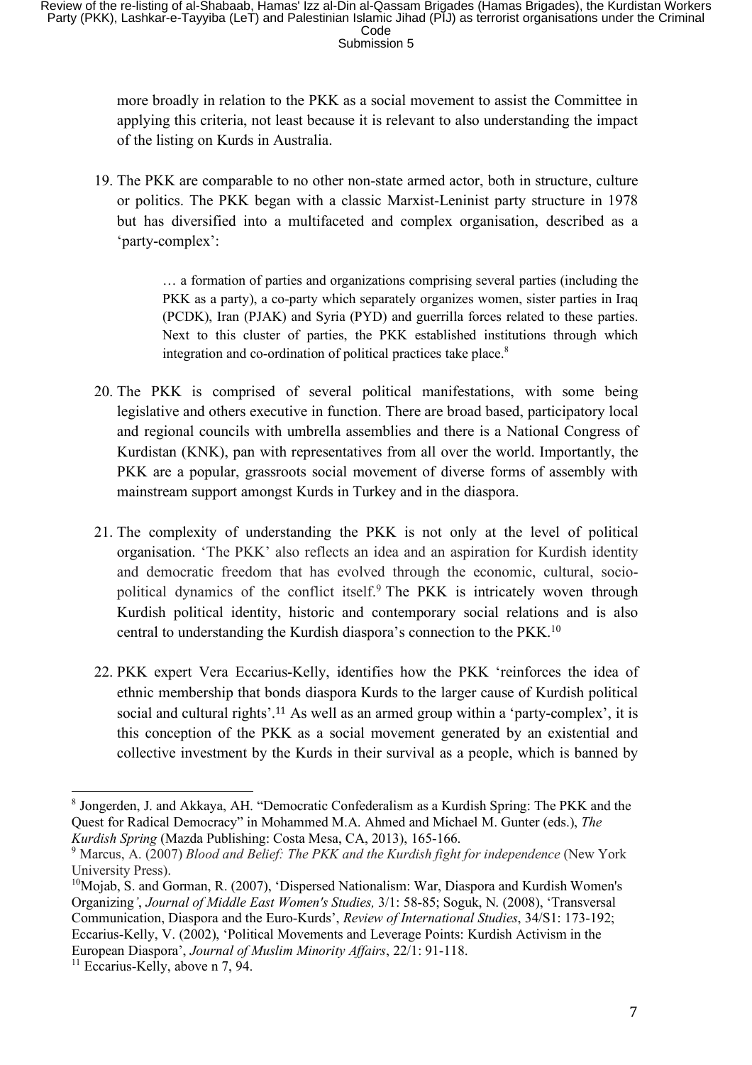more broadly in relation to the PKK as a social movement to assist the Committee in applying this criteria, not least because it is relevant to also understanding the impact of the listing on Kurds in Australia.

19. The PKK are comparable to no other non-state armed actor, both in structure, culture or politics. The PKK began with a classic Marxist-Leninist party structure in 1978 but has diversified into a multifaceted and complex organisation, described as a 'party-complex':

> … a formation of parties and organizations comprising several parties (including the PKK as a party), a co-party which separately organizes women, sister parties in Iraq (PCDK), Iran (PJAK) and Syria (PYD) and guerrilla forces related to these parties. Next to this cluster of parties, the PKK established institutions through which integration and co-ordination of political practices take place.[8]

20. The PKK is comprised of several political manifestations, with some being legislative and others executive in function. There are broad based, participatory local and regional councils with umbrella assemblies and there is a National Congress of Kurdistan (KNK), pan with representatives from all over the world. Importantly, the PKK are a popular, grassroots social movement of diverse forms of assembly with mainstream support amongst Kurds in Turkey and in the diaspora.

21. The complexity of understanding the PKK is not only at the level of political organisation. 'The PKK' also reflects an idea and an aspiration for Kurdish identity and democratic freedom that has evolved through the economic, cultural, socio-political dynamics of the conflict itself.[9] The PKK is intricately woven through Kurdish political identity, historic and contemporary social relations and is also central to understanding the Kurdish diaspora's connection to the PKK.[10]

22. PKK expert Vera Eccarius-Kelly, identifies how the PKK 'reinforces the idea of ethnic membership that bonds diaspora Kurds to the larger cause of Kurdish political social and cultural rights'.[11] As well as an armed group within a 'party-complex', it is this conception of the PKK as a social movement generated by an existential and collective investment by the Kurds in their survival as a people, which is banned by

---

[8] Jongerden, J. and Akkaya, AH. "Democratic Confederalism as a Kurdish Spring: The PKK and the Quest for Radical Democracy" in Mohammed M.A. Ahmed and Michael M. Gunter (eds.), *The Kurdish Spring* (Mazda Publishing: Costa Mesa, CA, 2013), 165-166.

[9] Marcus, A. (2007) *Blood and Belief: The PKK and the Kurdish fight for independence* (New York University Press).

[10] Mojab, S. and Gorman, R. (2007), 'Dispersed Nationalism: War, Diaspora and Kurdish Women's Organizing', *Journal of Middle East Women's Studies,* 3/1: 58-85; Soguk, N. (2008), 'Transversal Communication, Diaspora and the Euro-Kurds', *Review of International Studies*, 34/S1: 173-192; Eccarius-Kelly, V. (2002), 'Political Movements and Leverage Points: Kurdish Activism in the European Diaspora', *Journal of Muslim Minority Affairs*, 22/1: 91-118.

[11] Eccarius-Kelly, above n 7, 94.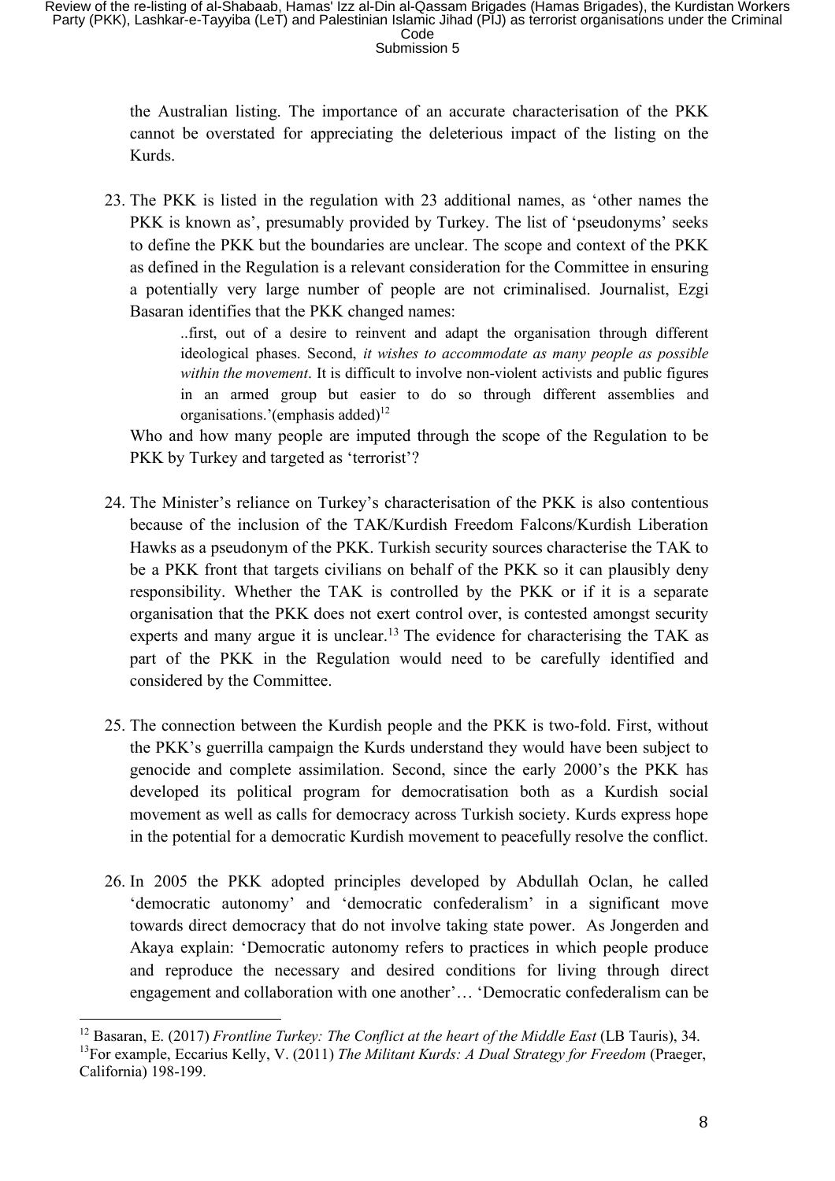the Australian listing. The importance of an accurate characterisation of the PKK cannot be overstated for appreciating the deleterious impact of the listing on the Kurds.

23. The PKK is listed in the regulation with 23 additional names, as 'other names the PKK is known as', presumably provided by Turkey. The list of 'pseudonyms' seeks to define the PKK but the boundaries are unclear. The scope and context of the PKK as defined in the Regulation is a relevant consideration for the Committee in ensuring a potentially very large number of people are not criminalised. Journalist, Ezgi Basaran identifies that the PKK changed names:

    > ..first, out of a desire to reinvent and adapt the organisation through different ideological phases. Second, *it wishes to accommodate as many people as possible within the movement*. It is difficult to involve non-violent activists and public figures in an armed group but easier to do so through different assemblies and organisations.'(emphasis added)[12]

    Who and how many people are imputed through the scope of the Regulation to be PKK by Turkey and targeted as 'terrorist'?

24. The Minister's reliance on Turkey's characterisation of the PKK is also contentious because of the inclusion of the TAK/Kurdish Freedom Falcons/Kurdish Liberation Hawks as a pseudonym of the PKK. Turkish security sources characterise the TAK to be a PKK front that targets civilians on behalf of the PKK so it can plausibly deny responsibility. Whether the TAK is controlled by the PKK or if it is a separate organisation that the PKK does not exert control over, is contested amongst security experts and many argue it is unclear.[13] The evidence for characterising the TAK as part of the PKK in the Regulation would need to be carefully identified and considered by the Committee.

25. The connection between the Kurdish people and the PKK is two-fold. First, without the PKK's guerrilla campaign the Kurds understand they would have been subject to genocide and complete assimilation. Second, since the early 2000's the PKK has developed its political program for democratisation both as a Kurdish social movement as well as calls for democracy across Turkish society. Kurds express hope in the potential for a democratic Kurdish movement to peacefully resolve the conflict.

26. In 2005 the PKK adopted principles developed by Abdullah Oclan, he called 'democratic autonomy' and 'democratic confederalism' in a significant move towards direct democracy that do not involve taking state power. As Jongerden and Akaya explain: 'Democratic autonomy refers to practices in which people produce and reproduce the necessary and desired conditions for living through direct engagement and collaboration with one another'… 'Democratic confederalism can be

---

[12] Basaran, E. (2017) *Frontline Turkey: The Conflict at the heart of the Middle East* (LB Tauris), 34.

[13] For example, Eccarius Kelly, V. (2011) *The Militant Kurds: A Dual Strategy for Freedom* (Praeger, California) 198-199.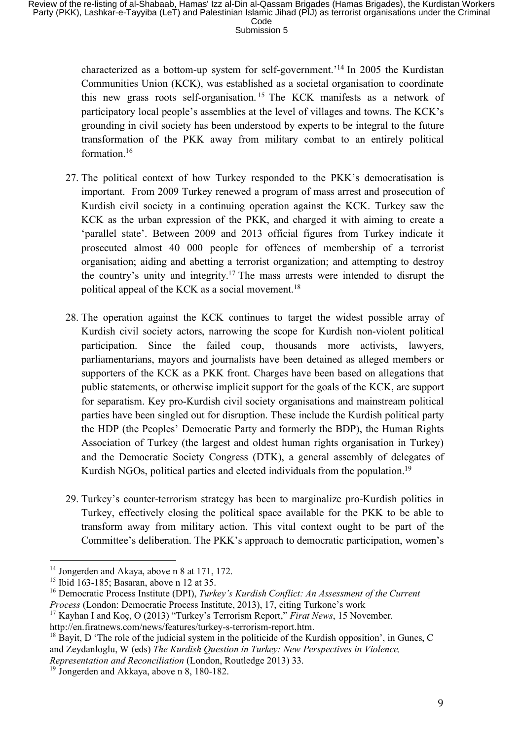characterized as a bottom-up system for self-government.'[14] In 2005 the Kurdistan Communities Union (KCK), was established as a societal organisation to coordinate this new grass roots self-organisation.[15] The KCK manifests as a network of participatory local people's assemblies at the level of villages and towns. The KCK's grounding in civil society has been understood by experts to be integral to the future transformation of the PKK away from military combat to an entirely political formation.[16]

27. The political context of how Turkey responded to the PKK's democratisation is important. From 2009 Turkey renewed a program of mass arrest and prosecution of Kurdish civil society in a continuing operation against the KCK. Turkey saw the KCK as the urban expression of the PKK, and charged it with aiming to create a 'parallel state'. Between 2009 and 2013 official figures from Turkey indicate it prosecuted almost 40 000 people for offences of membership of a terrorist organisation; aiding and abetting a terrorist organization; and attempting to destroy the country's unity and integrity.[17] The mass arrests were intended to disrupt the political appeal of the KCK as a social movement.[18]

28. The operation against the KCK continues to target the widest possible array of Kurdish civil society actors, narrowing the scope for Kurdish non-violent political participation. Since the failed coup, thousands more activists, lawyers, parliamentarians, mayors and journalists have been detained as alleged members or supporters of the KCK as a PKK front. Charges have been based on allegations that public statements, or otherwise implicit support for the goals of the KCK, are support for separatism. Key pro-Kurdish civil society organisations and mainstream political parties have been singled out for disruption. These include the Kurdish political party the HDP (the Peoples' Democratic Party and formerly the BDP), the Human Rights Association of Turkey (the largest and oldest human rights organisation in Turkey) and the Democratic Society Congress (DTK), a general assembly of delegates of Kurdish NGOs, political parties and elected individuals from the population.[19]

29. Turkey's counter-terrorism strategy has been to marginalize pro-Kurdish politics in Turkey, effectively closing the political space available for the PKK to be able to transform away from military action. This vital context ought to be part of the Committee's deliberation. The PKK's approach to democratic participation, women's

---

[14] Jongerden and Akaya, above n 8 at 171, 172.

[15] Ibid 163-185; Basaran, above n 12 at 35.

[16] Democratic Process Institute (DPI), *Turkey's Kurdish Conflict: An Assessment of the Current Process* (London: Democratic Process Institute, 2013), 17, citing Turkone's work

[17] Kayhan I and Koç, O (2013) "Turkey's Terrorism Report," *Firat News*, 15 November. http://en.firatnews.com/news/features/turkey-s-terrorism-report.htm.

[18] Bayit, D 'The role of the judicial system in the politicide of the Kurdish opposition', in Gunes, C and Zeydanloglu, W (eds) *The Kurdish Question in Turkey: New Perspectives in Violence, Representation and Reconciliation* (London, Routledge 2013) 33.

[19] Jongerden and Akkaya, above n 8, 180-182.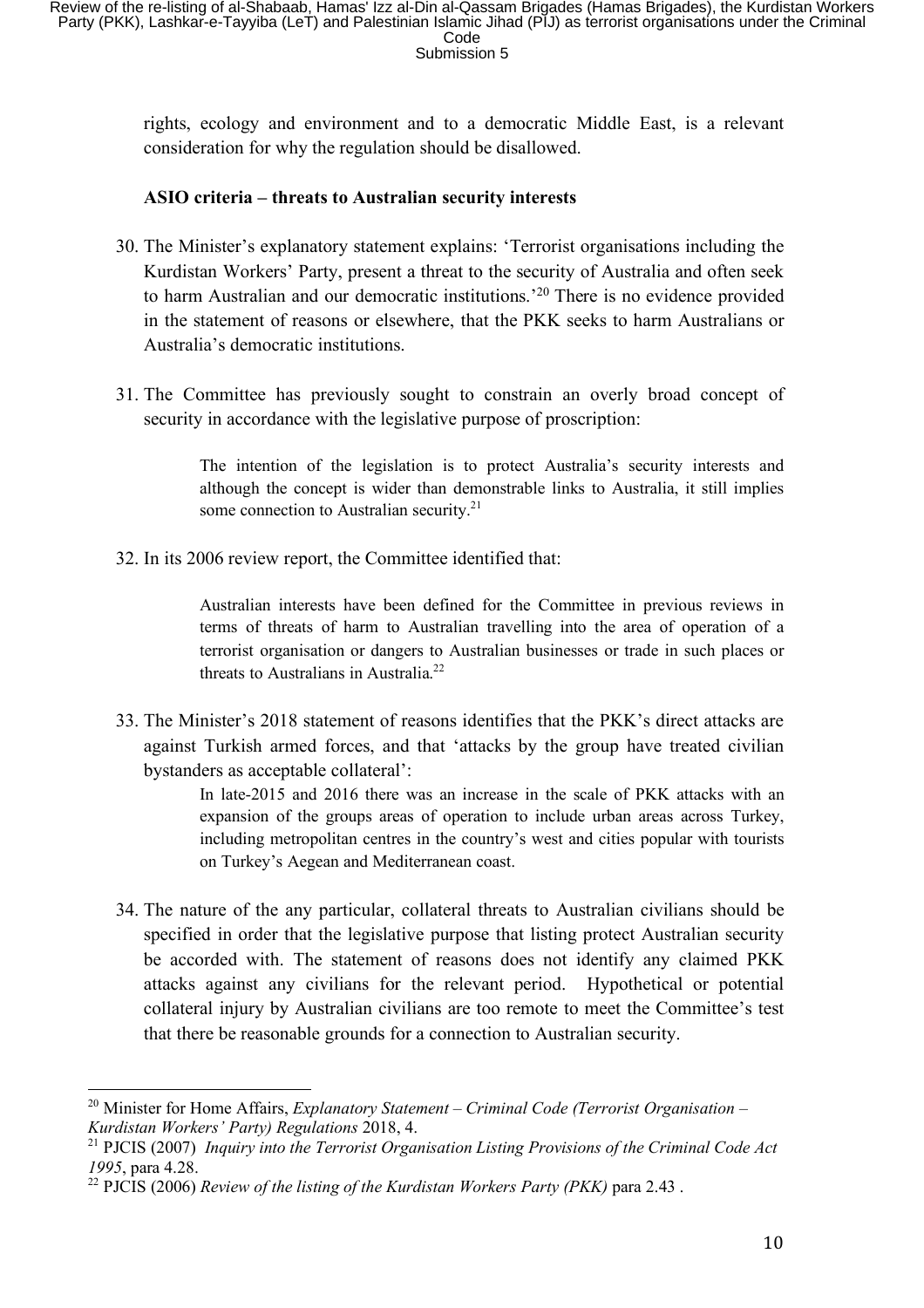rights, ecology and environment and to a democratic Middle East, is a relevant consideration for why the regulation should be disallowed.

**ASIO criteria – threats to Australian security interests**

30. The Minister's explanatory statement explains: 'Terrorist organisations including the Kurdistan Workers' Party, present a threat to the security of Australia and often seek to harm Australian and our democratic institutions.'[20] There is no evidence provided in the statement of reasons or elsewhere, that the PKK seeks to harm Australians or Australia's democratic institutions.

31. The Committee has previously sought to constrain an overly broad concept of security in accordance with the legislative purpose of proscription:

> The intention of the legislation is to protect Australia's security interests and although the concept is wider than demonstrable links to Australia, it still implies some connection to Australian security.[21]

32. In its 2006 review report, the Committee identified that:

> Australian interests have been defined for the Committee in previous reviews in terms of threats of harm to Australian travelling into the area of operation of a terrorist organisation or dangers to Australian businesses or trade in such places or threats to Australians in Australia.[22]

33. The Minister's 2018 statement of reasons identifies that the PKK's direct attacks are against Turkish armed forces, and that 'attacks by the group have treated civilian bystanders as acceptable collateral':

> In late-2015 and 2016 there was an increase in the scale of PKK attacks with an expansion of the groups areas of operation to include urban areas across Turkey, including metropolitan centres in the country's west and cities popular with tourists on Turkey's Aegean and Mediterranean coast.

34. The nature of the any particular, collateral threats to Australian civilians should be specified in order that the legislative purpose that listing protect Australian security be accorded with. The statement of reasons does not identify any claimed PKK attacks against any civilians for the relevant period. Hypothetical or potential collateral injury by Australian civilians are too remote to meet the Committee's test that there be reasonable grounds for a connection to Australian security.

---

[20] Minister for Home Affairs, *Explanatory Statement – Criminal Code (Terrorist Organisation – Kurdistan Workers' Party) Regulations* 2018, 4.

[21] PJCIS (2007) *Inquiry into the Terrorist Organisation Listing Provisions of the Criminal Code Act 1995*, para 4.28.

[22] PJCIS (2006) *Review of the listing of the Kurdistan Workers Party (PKK)* para 2.43 .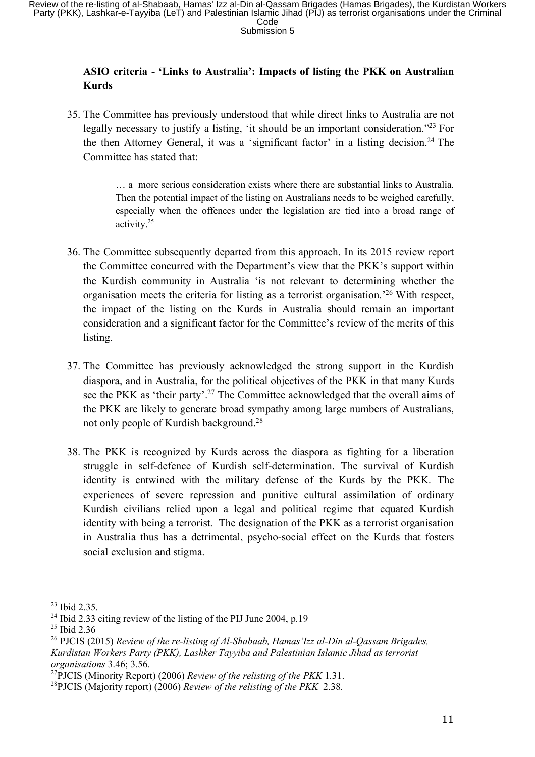**ASIO criteria - 'Links to Australia': Impacts of listing the PKK on Australian Kurds**

35. The Committee has previously understood that while direct links to Australia are not legally necessary to justify a listing, 'it should be an important consideration."[23] For the then Attorney General, it was a 'significant factor' in a listing decision.[24] The Committee has stated that:

> … a more serious consideration exists where there are substantial links to Australia. Then the potential impact of the listing on Australians needs to be weighed carefully, especially when the offences under the legislation are tied into a broad range of activity.[25]

36. The Committee subsequently departed from this approach. In its 2015 review report the Committee concurred with the Department's view that the PKK's support within the Kurdish community in Australia 'is not relevant to determining whether the organisation meets the criteria for listing as a terrorist organisation.'[26] With respect, the impact of the listing on the Kurds in Australia should remain an important consideration and a significant factor for the Committee's review of the merits of this listing.

37. The Committee has previously acknowledged the strong support in the Kurdish diaspora, and in Australia, for the political objectives of the PKK in that many Kurds see the PKK as 'their party'.[27] The Committee acknowledged that the overall aims of the PKK are likely to generate broad sympathy among large numbers of Australians, not only people of Kurdish background.[28]

38. The PKK is recognized by Kurds across the diaspora as fighting for a liberation struggle in self-defence of Kurdish self-determination. The survival of Kurdish identity is entwined with the military defense of the Kurds by the PKK. The experiences of severe repression and punitive cultural assimilation of ordinary Kurdish civilians relied upon a legal and political regime that equated Kurdish identity with being a terrorist. The designation of the PKK as a terrorist organisation in Australia thus has a detrimental, psycho-social effect on the Kurds that fosters social exclusion and stigma.

---

[23] Ibid 2.35.

[24] Ibid 2.33 citing review of the listing of the PIJ June 2004, p.19

[25] Ibid 2.36

[26] PJCIS (2015) *Review of the re-listing of Al-Shabaab, Hamas'Izz al-Din al-Qassam Brigades, Kurdistan Workers Party (PKK), Lashker Tayyiba and Palestinian Islamic Jihad as terrorist organisations* 3.46; 3.56.

[27] PJCIS (Minority Report) (2006) *Review of the relisting of the PKK* 1.31.

[28] PJCIS (Majority report) (2006) *Review of the relisting of the PKK* 2.38.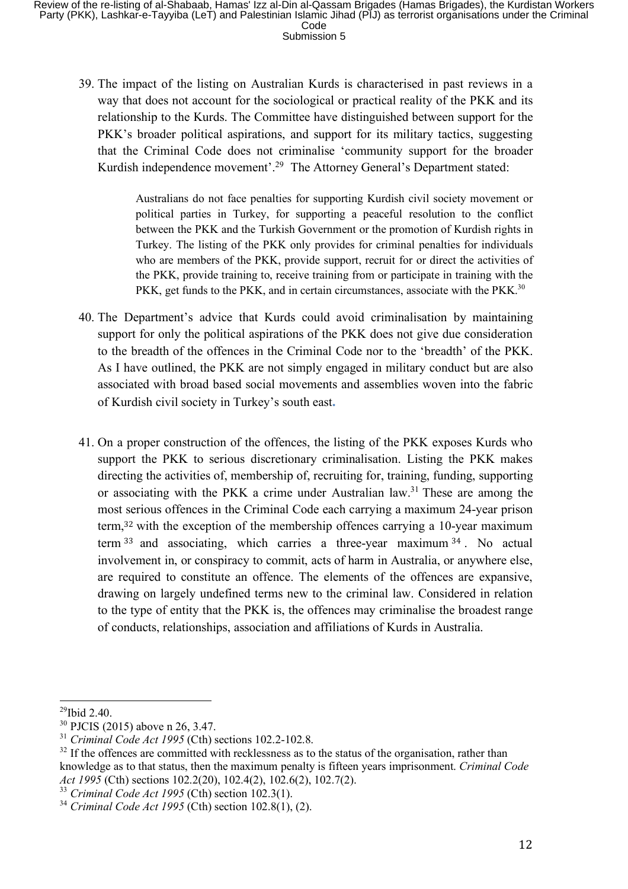39. The impact of the listing on Australian Kurds is characterised in past reviews in a way that does not account for the sociological or practical reality of the PKK and its relationship to the Kurds. The Committee have distinguished between support for the PKK's broader political aspirations, and support for its military tactics, suggesting that the Criminal Code does not criminalise 'community support for the broader Kurdish independence movement'.[29] The Attorney General's Department stated:

> Australians do not face penalties for supporting Kurdish civil society movement or political parties in Turkey, for supporting a peaceful resolution to the conflict between the PKK and the Turkish Government or the promotion of Kurdish rights in Turkey. The listing of the PKK only provides for criminal penalties for individuals who are members of the PKK, provide support, recruit for or direct the activities of the PKK, provide training to, receive training from or participate in training with the PKK, get funds to the PKK, and in certain circumstances, associate with the PKK.[30]

40. The Department's advice that Kurds could avoid criminalisation by maintaining support for only the political aspirations of the PKK does not give due consideration to the breadth of the offences in the Criminal Code nor to the 'breadth' of the PKK. As I have outlined, the PKK are not simply engaged in military conduct but are also associated with broad based social movements and assemblies woven into the fabric of Kurdish civil society in Turkey's south east.

41. On a proper construction of the offences, the listing of the PKK exposes Kurds who support the PKK to serious discretionary criminalisation. Listing the PKK makes directing the activities of, membership of, recruiting for, training, funding, supporting or associating with the PKK a crime under Australian law.[31] These are among the most serious offences in the Criminal Code each carrying a maximum 24-year prison term,[32] with the exception of the membership offences carrying a 10-year maximum term[33] and associating, which carries a three-year maximum[34]. No actual involvement in, or conspiracy to commit, acts of harm in Australia, or anywhere else, are required to constitute an offence. The elements of the offences are expansive, drawing on largely undefined terms new to the criminal law. Considered in relation to the type of entity that the PKK is, the offences may criminalise the broadest range of conducts, relationships, association and affiliations of Kurds in Australia.

---

[29] Ibid 2.40.

[30] PJCIS (2015) above n 26, 3.47.

[31] *Criminal Code Act 1995* (Cth) sections 102.2-102.8.

[32] If the offences are committed with recklessness as to the status of the organisation, rather than knowledge as to that status, then the maximum penalty is fifteen years imprisonment. *Criminal Code Act 1995* (Cth) sections 102.2(20), 102.4(2), 102.6(2), 102.7(2).

[33] *Criminal Code Act 1995* (Cth) section 102.3(1).

[34] *Criminal Code Act 1995* (Cth) section 102.8(1), (2).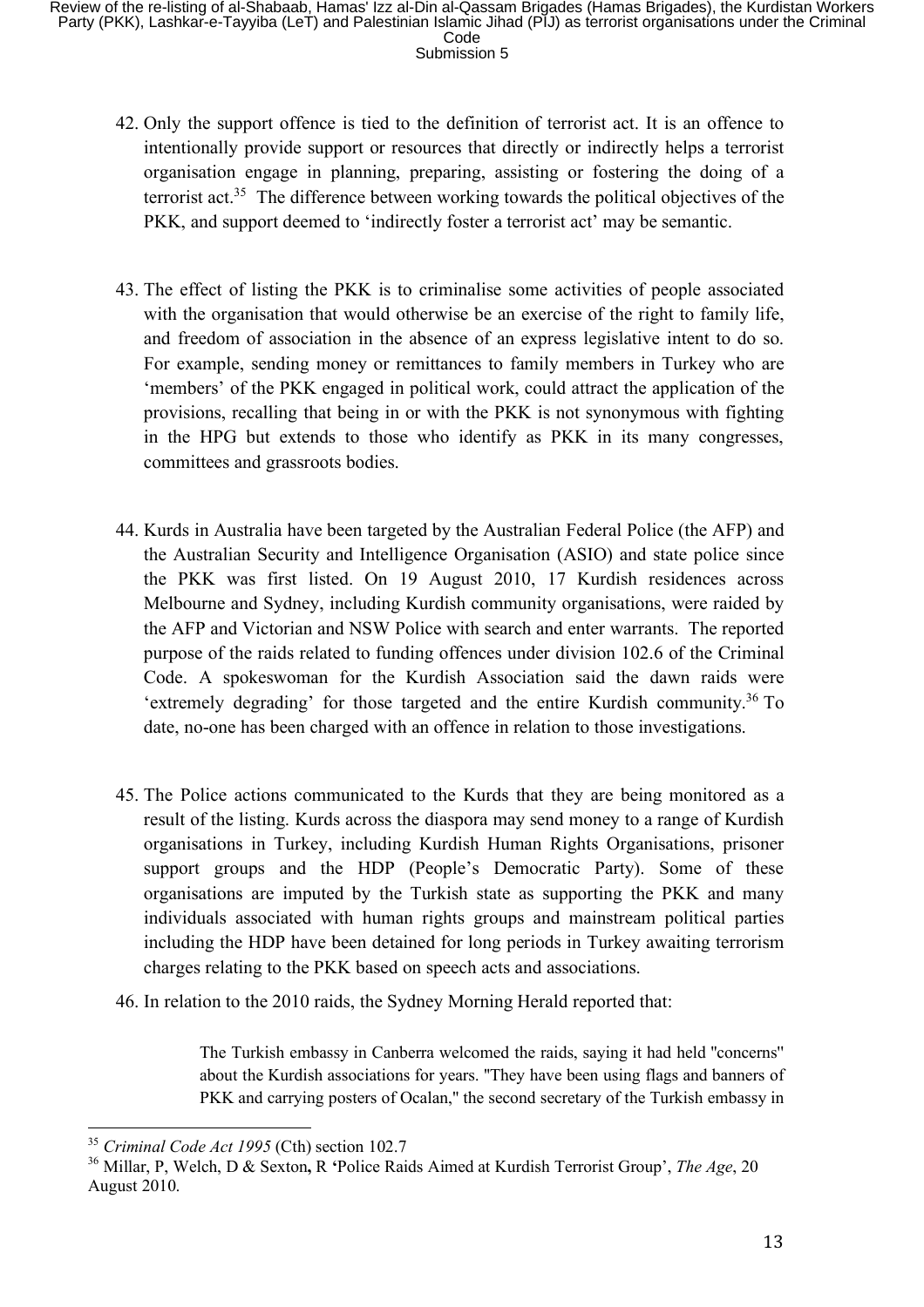42. Only the support offence is tied to the definition of terrorist act. It is an offence to intentionally provide support or resources that directly or indirectly helps a terrorist organisation engage in planning, preparing, assisting or fostering the doing of a terrorist act.[35] The difference between working towards the political objectives of the PKK, and support deemed to 'indirectly foster a terrorist act' may be semantic.

43. The effect of listing the PKK is to criminalise some activities of people associated with the organisation that would otherwise be an exercise of the right to family life, and freedom of association in the absence of an express legislative intent to do so. For example, sending money or remittances to family members in Turkey who are 'members' of the PKK engaged in political work, could attract the application of the provisions, recalling that being in or with the PKK is not synonymous with fighting in the HPG but extends to those who identify as PKK in its many congresses, committees and grassroots bodies.

44. Kurds in Australia have been targeted by the Australian Federal Police (the AFP) and the Australian Security and Intelligence Organisation (ASIO) and state police since the PKK was first listed. On 19 August 2010, 17 Kurdish residences across Melbourne and Sydney, including Kurdish community organisations, were raided by the AFP and Victorian and NSW Police with search and enter warrants. The reported purpose of the raids related to funding offences under division 102.6 of the Criminal Code. A spokeswoman for the Kurdish Association said the dawn raids were 'extremely degrading' for those targeted and the entire Kurdish community.[36] To date, no-one has been charged with an offence in relation to those investigations.

45. The Police actions communicated to the Kurds that they are being monitored as a result of the listing. Kurds across the diaspora may send money to a range of Kurdish organisations in Turkey, including Kurdish Human Rights Organisations, prisoner support groups and the HDP (People's Democratic Party). Some of these organisations are imputed by the Turkish state as supporting the PKK and many individuals associated with human rights groups and mainstream political parties including the HDP have been detained for long periods in Turkey awaiting terrorism charges relating to the PKK based on speech acts and associations.

46. In relation to the 2010 raids, the Sydney Morning Herald reported that:

> The Turkish embassy in Canberra welcomed the raids, saying it had held "concerns" about the Kurdish associations for years. "They have been using flags and banners of PKK and carrying posters of Ocalan," the second secretary of the Turkish embassy in

---

[35] *Criminal Code Act 1995* (Cth) section 102.7

[36] Millar, P, Welch, D & Sexton**,** R **'**Police Raids Aimed at Kurdish Terrorist Group', *The Age*, 20 August 2010.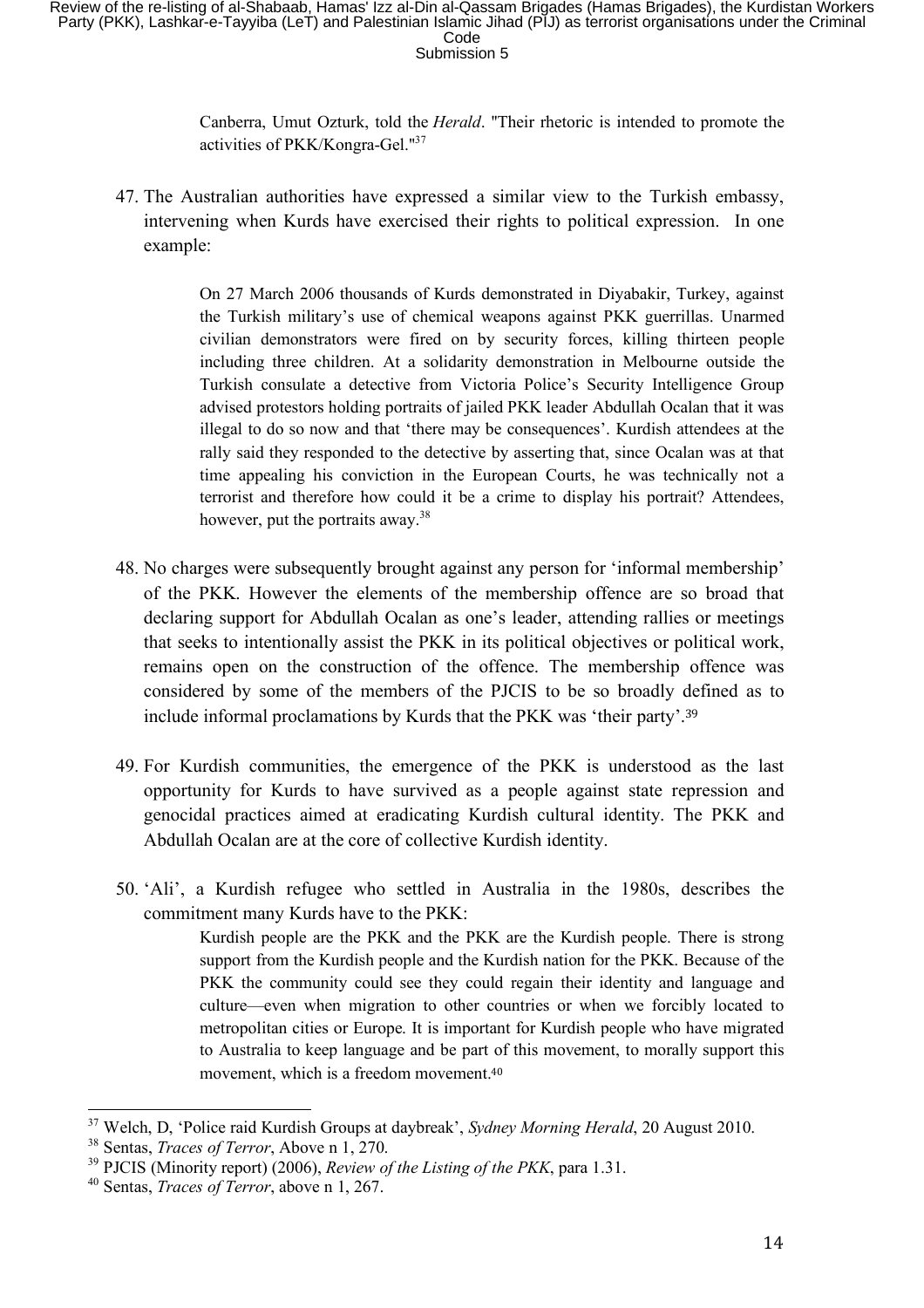> Canberra, Umut Ozturk, told the *Herald*. "Their rhetoric is intended to promote the activities of PKK/Kongra-Gel."[37]

47. The Australian authorities have expressed a similar view to the Turkish embassy, intervening when Kurds have exercised their rights to political expression. In one example:

> On 27 March 2006 thousands of Kurds demonstrated in Diyabakir, Turkey, against the Turkish military's use of chemical weapons against PKK guerrillas. Unarmed civilian demonstrators were fired on by security forces, killing thirteen people including three children. At a solidarity demonstration in Melbourne outside the Turkish consulate a detective from Victoria Police's Security Intelligence Group advised protestors holding portraits of jailed PKK leader Abdullah Ocalan that it was illegal to do so now and that 'there may be consequences'. Kurdish attendees at the rally said they responded to the detective by asserting that, since Ocalan was at that time appealing his conviction in the European Courts, he was technically not a terrorist and therefore how could it be a crime to display his portrait? Attendees, however, put the portraits away.[38]

48. No charges were subsequently brought against any person for 'informal membership' of the PKK. However the elements of the membership offence are so broad that declaring support for Abdullah Ocalan as one's leader, attending rallies or meetings that seeks to intentionally assist the PKK in its political objectives or political work, remains open on the construction of the offence. The membership offence was considered by some of the members of the PJCIS to be so broadly defined as to include informal proclamations by Kurds that the PKK was 'their party'.[39]

49. For Kurdish communities, the emergence of the PKK is understood as the last opportunity for Kurds to have survived as a people against state repression and genocidal practices aimed at eradicating Kurdish cultural identity. The PKK and Abdullah Ocalan are at the core of collective Kurdish identity.

50. 'Ali', a Kurdish refugee who settled in Australia in the 1980s, describes the commitment many Kurds have to the PKK:

> Kurdish people are the PKK and the PKK are the Kurdish people. There is strong support from the Kurdish people and the Kurdish nation for the PKK. Because of the PKK the community could see they could regain their identity and language and culture—even when migration to other countries or when we forcibly located to metropolitan cities or Europe. It is important for Kurdish people who have migrated to Australia to keep language and be part of this movement, to morally support this movement, which is a freedom movement.[40]

---

[37] Welch, D, 'Police raid Kurdish Groups at daybreak', *Sydney Morning Herald*, 20 August 2010.

[38] Sentas, *Traces of Terror*, Above n 1, 270.

[39] PJCIS (Minority report) (2006), *Review of the Listing of the PKK*, para 1.31.

[40] Sentas, *Traces of Terror*, above n 1, 267.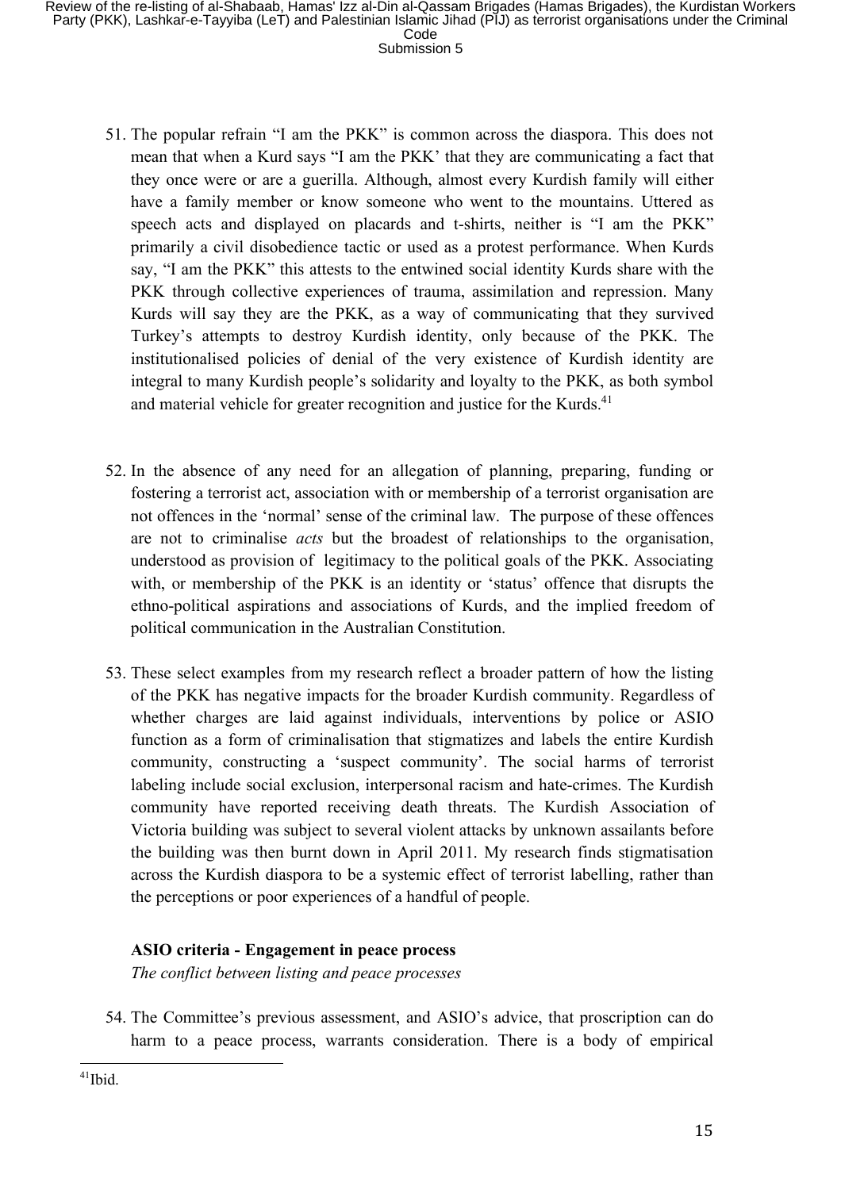51. The popular refrain "I am the PKK" is common across the diaspora. This does not mean that when a Kurd says "I am the PKK' that they are communicating a fact that they once were or are a guerilla. Although, almost every Kurdish family will either have a family member or know someone who went to the mountains. Uttered as speech acts and displayed on placards and t-shirts, neither is "I am the PKK" primarily a civil disobedience tactic or used as a protest performance. When Kurds say, "I am the PKK" this attests to the entwined social identity Kurds share with the PKK through collective experiences of trauma, assimilation and repression. Many Kurds will say they are the PKK, as a way of communicating that they survived Turkey's attempts to destroy Kurdish identity, only because of the PKK. The institutionalised policies of denial of the very existence of Kurdish identity are integral to many Kurdish people's solidarity and loyalty to the PKK, as both symbol and material vehicle for greater recognition and justice for the Kurds.[41]

52. In the absence of any need for an allegation of planning, preparing, funding or fostering a terrorist act, association with or membership of a terrorist organisation are not offences in the 'normal' sense of the criminal law. The purpose of these offences are not to criminalise *acts* but the broadest of relationships to the organisation, understood as provision of legitimacy to the political goals of the PKK. Associating with, or membership of the PKK is an identity or 'status' offence that disrupts the ethno-political aspirations and associations of Kurds, and the implied freedom of political communication in the Australian Constitution.

53. These select examples from my research reflect a broader pattern of how the listing of the PKK has negative impacts for the broader Kurdish community. Regardless of whether charges are laid against individuals, interventions by police or ASIO function as a form of criminalisation that stigmatizes and labels the entire Kurdish community, constructing a 'suspect community'. The social harms of terrorist labeling include social exclusion, interpersonal racism and hate-crimes. The Kurdish community have reported receiving death threats. The Kurdish Association of Victoria building was subject to several violent attacks by unknown assailants before the building was then burnt down in April 2011. My research finds stigmatisation across the Kurdish diaspora to be a systemic effect of terrorist labelling, rather than the perceptions or poor experiences of a handful of people.

**ASIO criteria - Engagement in peace process**

*The conflict between listing and peace processes*

54. The Committee's previous assessment, and ASIO's advice, that proscription can do harm to a peace process, warrants consideration. There is a body of empirical

[41] Ibid.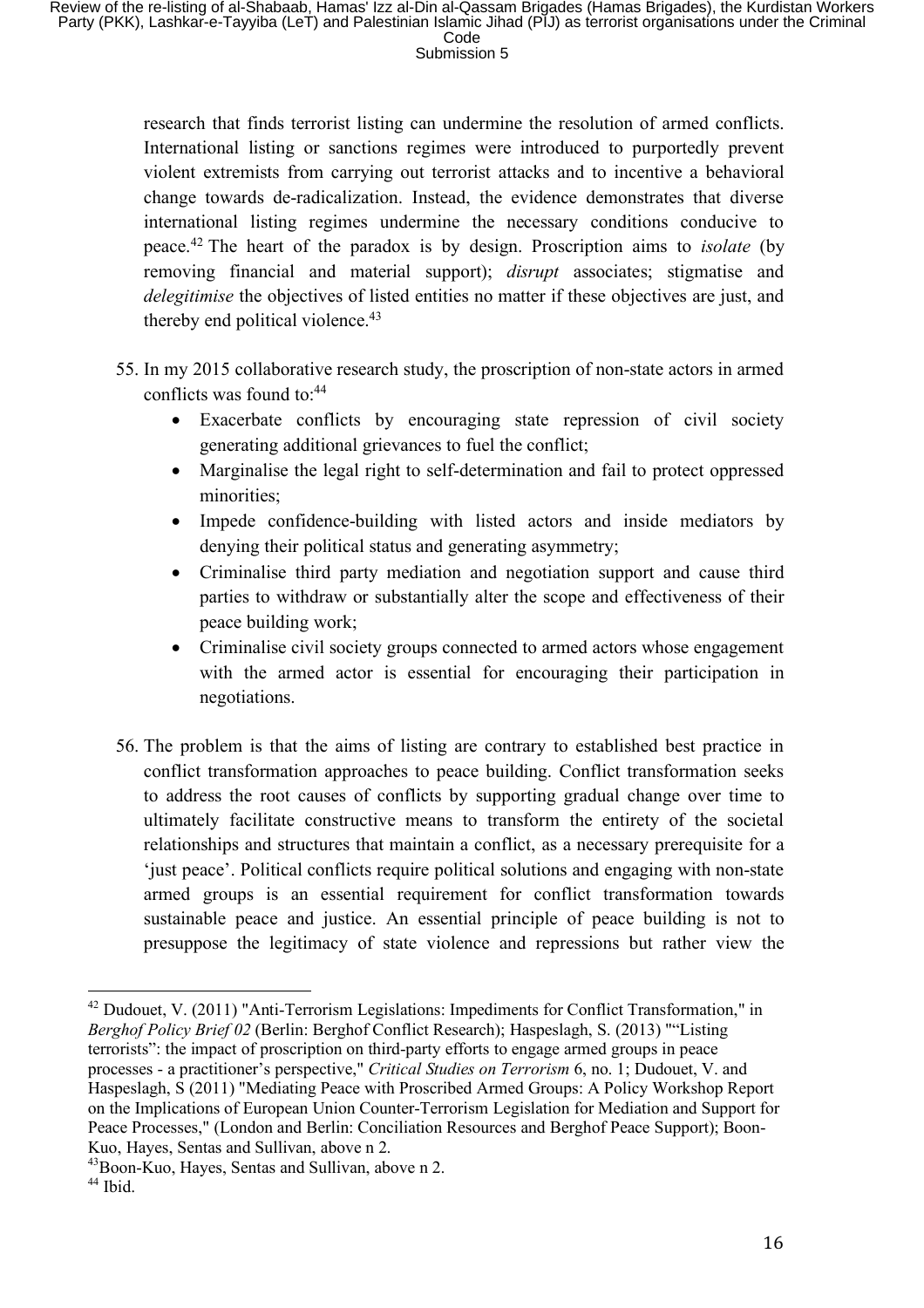research that finds terrorist listing can undermine the resolution of armed conflicts. International listing or sanctions regimes were introduced to purportedly prevent violent extremists from carrying out terrorist attacks and to incentive a behavioral change towards de-radicalization. Instead, the evidence demonstrates that diverse international listing regimes undermine the necessary conditions conducive to peace.[42] The heart of the paradox is by design. Proscription aims to *isolate* (by removing financial and material support); *disrupt* associates; stigmatise and *delegitimise* the objectives of listed entities no matter if these objectives are just, and thereby end political violence.[43]

55. In my 2015 collaborative research study, the proscription of non-state actors in armed conflicts was found to:[44]
    - Exacerbate conflicts by encouraging state repression of civil society generating additional grievances to fuel the conflict;
    - Marginalise the legal right to self-determination and fail to protect oppressed minorities;
    - Impede confidence-building with listed actors and inside mediators by denying their political status and generating asymmetry;
    - Criminalise third party mediation and negotiation support and cause third parties to withdraw or substantially alter the scope and effectiveness of their peace building work;
    - Criminalise civil society groups connected to armed actors whose engagement with the armed actor is essential for encouraging their participation in negotiations.

56. The problem is that the aims of listing are contrary to established best practice in conflict transformation approaches to peace building. Conflict transformation seeks to address the root causes of conflicts by supporting gradual change over time to ultimately facilitate constructive means to transform the entirety of the societal relationships and structures that maintain a conflict, as a necessary prerequisite for a 'just peace'. Political conflicts require political solutions and engaging with non-state armed groups is an essential requirement for conflict transformation towards sustainable peace and justice. An essential principle of peace building is not to presuppose the legitimacy of state violence and repressions but rather view the

---

[42] Dudouet, V. (2011) "Anti-Terrorism Legislations: Impediments for Conflict Transformation," in *Berghof Policy Brief 02* (Berlin: Berghof Conflict Research); Haspeslagh, S. (2013) ""Listing terrorists": the impact of proscription on third-party efforts to engage armed groups in peace processes - a practitioner's perspective," *Critical Studies on Terrorism* 6, no. 1; Dudouet, V. and Haspeslagh, S (2011) "Mediating Peace with Proscribed Armed Groups: A Policy Workshop Report on the Implications of European Union Counter-Terrorism Legislation for Mediation and Support for Peace Processes," (London and Berlin: Conciliation Resources and Berghof Peace Support); Boon-Kuo, Hayes, Sentas and Sullivan, above n 2.

[43] Boon-Kuo, Hayes, Sentas and Sullivan, above n 2.

[44] Ibid.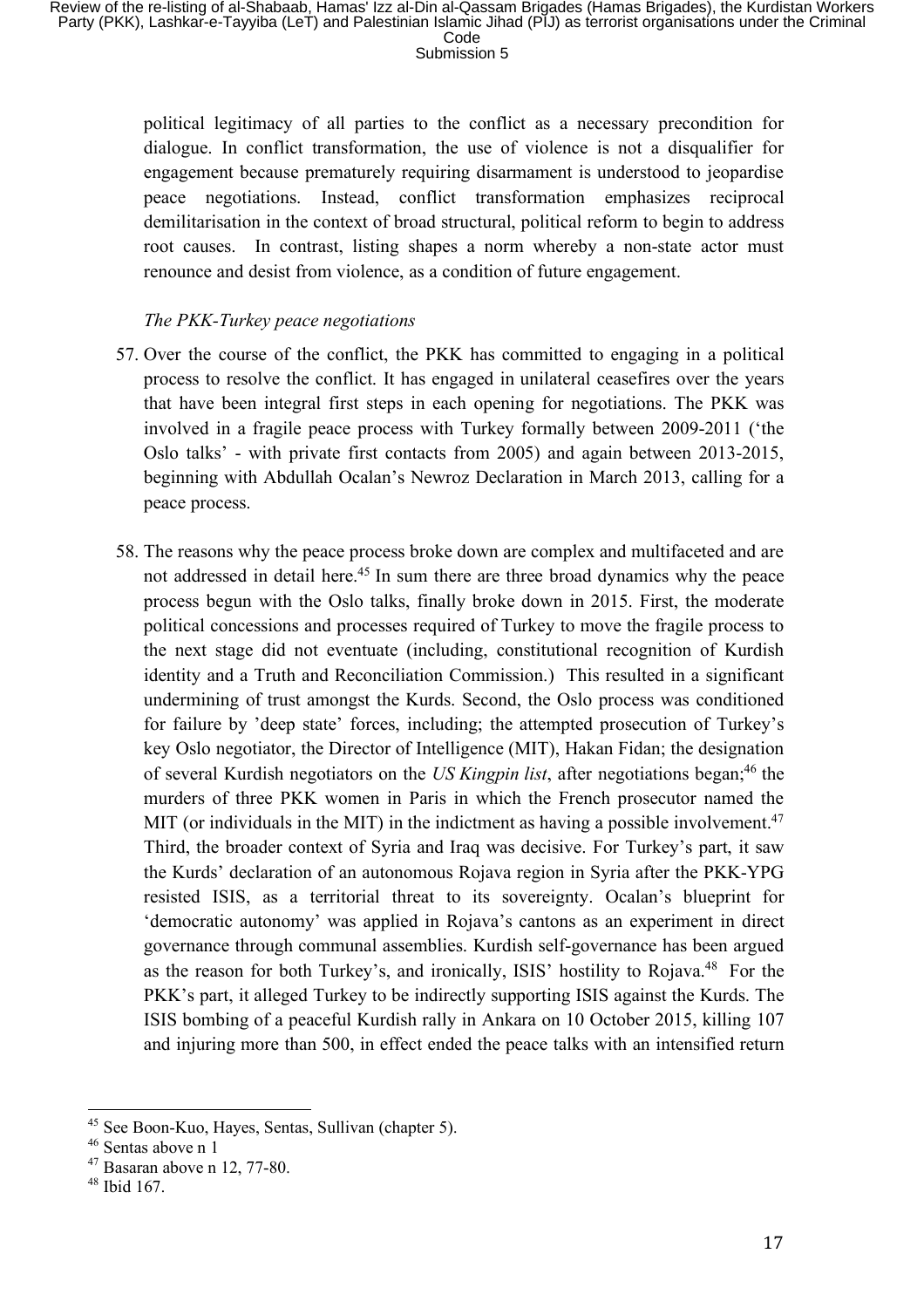political legitimacy of all parties to the conflict as a necessary precondition for dialogue. In conflict transformation, the use of violence is not a disqualifier for engagement because prematurely requiring disarmament is understood to jeopardise peace negotiations. Instead, conflict transformation emphasizes reciprocal demilitarisation in the context of broad structural, political reform to begin to address root causes. In contrast, listing shapes a norm whereby a non-state actor must renounce and desist from violence, as a condition of future engagement.

*The PKK-Turkey peace negotiations*

57. Over the course of the conflict, the PKK has committed to engaging in a political process to resolve the conflict. It has engaged in unilateral ceasefires over the years that have been integral first steps in each opening for negotiations. The PKK was involved in a fragile peace process with Turkey formally between 2009-2011 ('the Oslo talks' - with private first contacts from 2005) and again between 2013-2015, beginning with Abdullah Ocalan's Newroz Declaration in March 2013, calling for a peace process.

58. The reasons why the peace process broke down are complex and multifaceted and are not addressed in detail here.[45] In sum there are three broad dynamics why the peace process begun with the Oslo talks, finally broke down in 2015. First, the moderate political concessions and processes required of Turkey to move the fragile process to the next stage did not eventuate (including, constitutional recognition of Kurdish identity and a Truth and Reconciliation Commission.) This resulted in a significant undermining of trust amongst the Kurds. Second, the Oslo process was conditioned for failure by 'deep state' forces, including; the attempted prosecution of Turkey's key Oslo negotiator, the Director of Intelligence (MIT), Hakan Fidan; the designation of several Kurdish negotiators on the *US Kingpin list*, after negotiations began;[46] the murders of three PKK women in Paris in which the French prosecutor named the MIT (or individuals in the MIT) in the indictment as having a possible involvement.[47] Third, the broader context of Syria and Iraq was decisive. For Turkey's part, it saw the Kurds' declaration of an autonomous Rojava region in Syria after the PKK-YPG resisted ISIS, as a territorial threat to its sovereignty. Ocalan's blueprint for 'democratic autonomy' was applied in Rojava's cantons as an experiment in direct governance through communal assemblies. Kurdish self-governance has been argued as the reason for both Turkey's, and ironically, ISIS' hostility to Rojava.[48] For the PKK's part, it alleged Turkey to be indirectly supporting ISIS against the Kurds. The ISIS bombing of a peaceful Kurdish rally in Ankara on 10 October 2015, killing 107 and injuring more than 500, in effect ended the peace talks with an intensified return

---

[45] See Boon-Kuo, Hayes, Sentas, Sullivan (chapter 5).

[46] Sentas above n 1

[47] Basaran above n 12, 77-80.

[48] Ibid 167.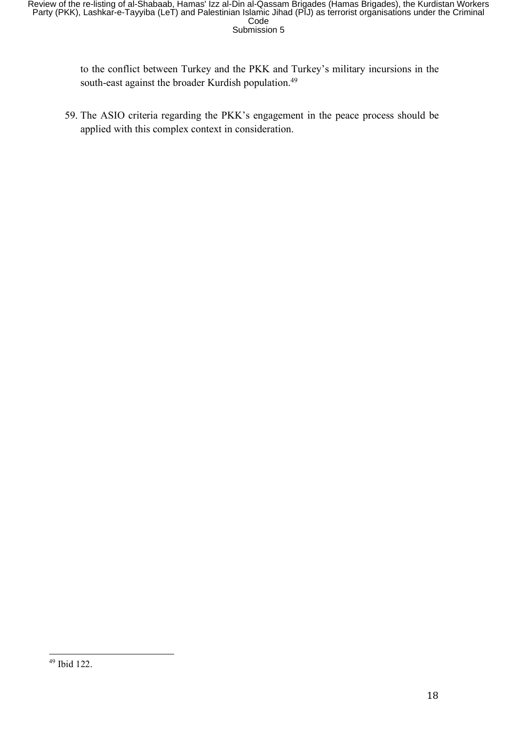to the conflict between Turkey and the PKK and Turkey's military incursions in the south-east against the broader Kurdish population.[49]

59. The ASIO criteria regarding the PKK's engagement in the peace process should be applied with this complex context in consideration.

---

[49] Ibid 122.